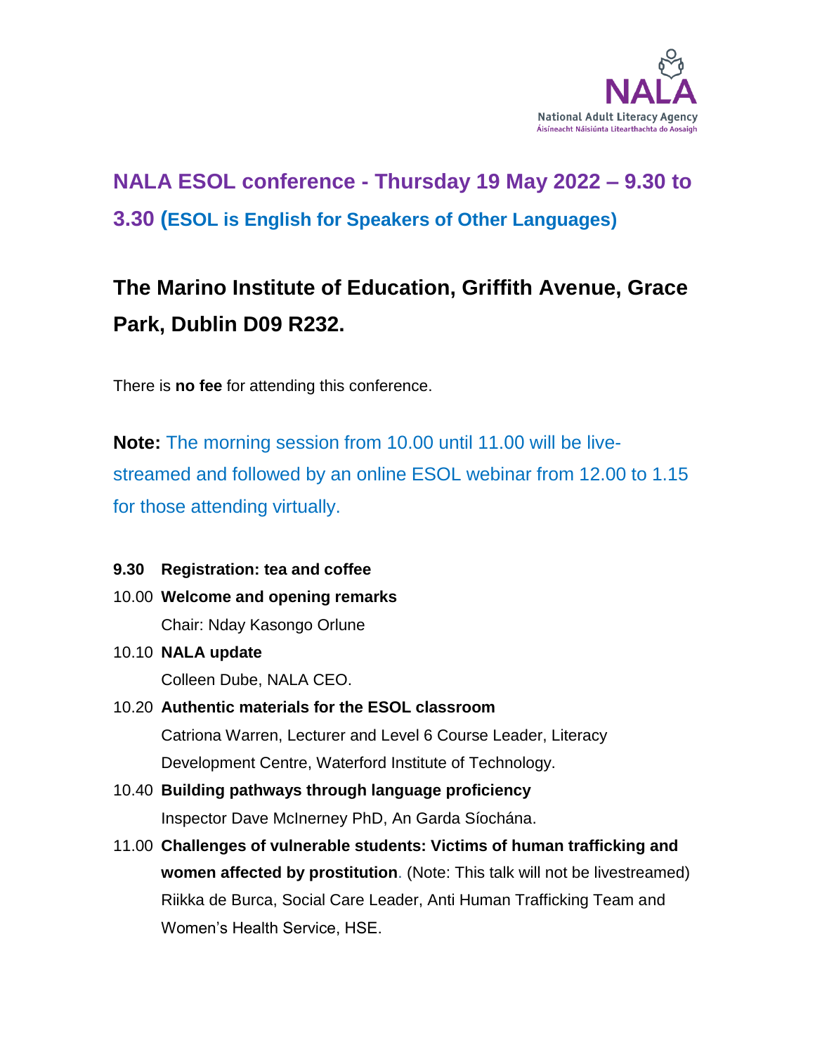National Adult Literacy Agency
Áisíneacht Náisiúnta Litearthachta do Aosaigh

# NALA ESOL conference - Thursday 19 May 2022 – 9.30 to 3.30 (ESOL is English for Speakers of Other Languages)

## The Marino Institute of Education, Griffith Avenue, Grace Park, Dublin D09 R232.

There is **no fee** for attending this conference.

**Note:** The morning session from 10.00 until 11.00 will be live-streamed and followed by an online ESOL webinar from 12.00 to 1.15 for those attending virtually.

**9.30** **Registration: tea and coffee**

10.00 **Welcome and opening remarks**
Chair: Nday Kasongo Orlune

10.10 **NALA update**
Colleen Dube, NALA CEO.

10.20 **Authentic materials for the ESOL classroom**
Catriona Warren, Lecturer and Level 6 Course Leader, Literacy Development Centre, Waterford Institute of Technology.

10.40 **Building pathways through language proficiency**
Inspector Dave McInerney PhD, An Garda Síochána.

11.00 **Challenges of vulnerable students: Victims of human trafficking and women affected by prostitution**. (Note: This talk will not be livestreamed)
Riikka de Burca, Social Care Leader, Anti Human Trafficking Team and Women's Health Service, HSE.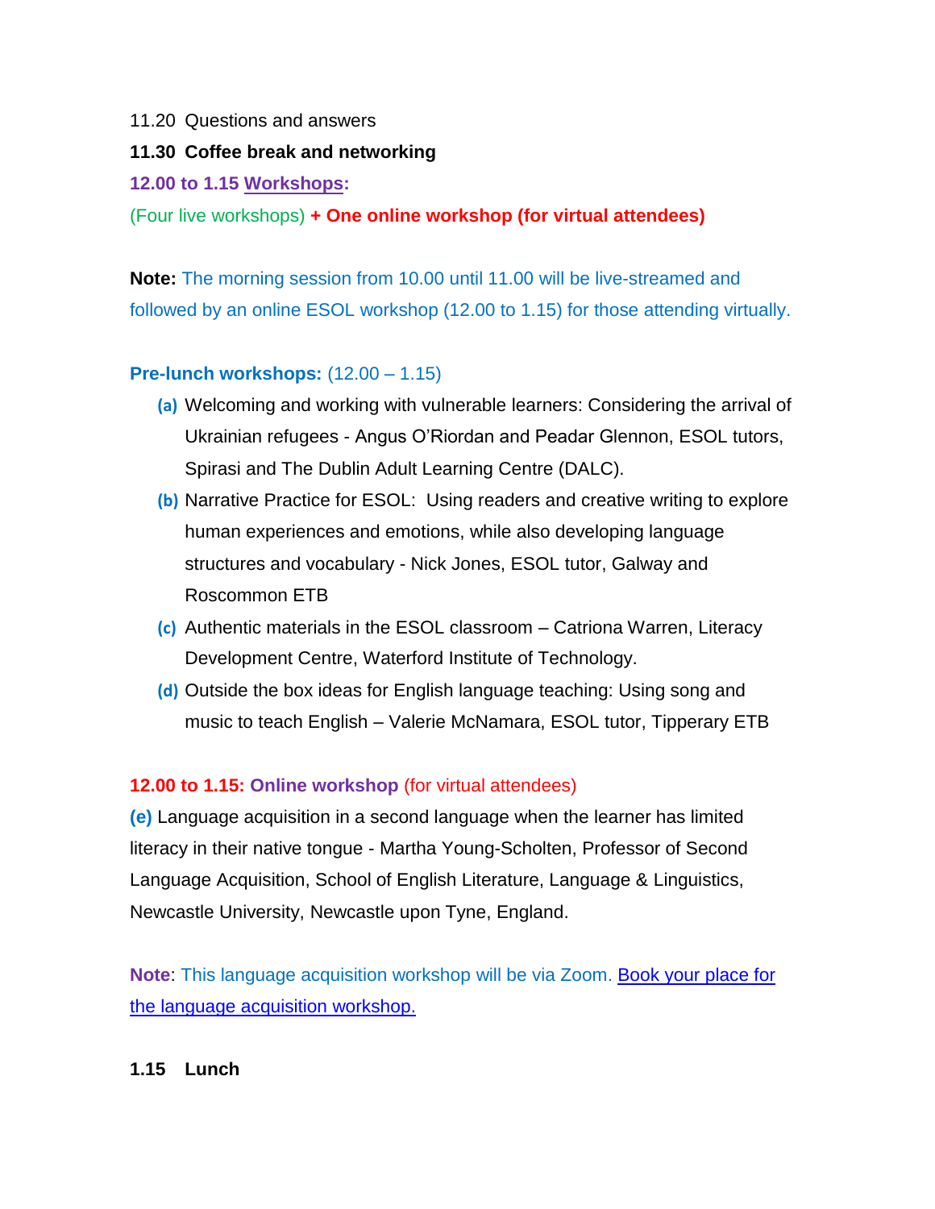11.20  Questions and answers

**11.30  Coffee break and networking**

**12.00 to 1.15 Workshops:**

(Four live workshops) **+ One online workshop (for virtual attendees)**

**Note:** The morning session from 10.00 until 11.00 will be live-streamed and followed by an online ESOL workshop (12.00 to 1.15) for those attending virtually.

**Pre-lunch workshops:** (12.00 – 1.15)

- **(a)** Welcoming and working with vulnerable learners: Considering the arrival of Ukrainian refugees - Angus O'Riordan and Peadar Glennon, ESOL tutors, Spirasi and The Dublin Adult Learning Centre (DALC).
- **(b)** Narrative Practice for ESOL:  Using readers and creative writing to explore human experiences and emotions, while also developing language structures and vocabulary - Nick Jones, ESOL tutor, Galway and Roscommon ETB
- **(c)** Authentic materials in the ESOL classroom – Catriona Warren, Literacy Development Centre, Waterford Institute of Technology.
- **(d)** Outside the box ideas for English language teaching: Using song and music to teach English – Valerie McNamara, ESOL tutor, Tipperary ETB

**12.00 to 1.15: Online workshop** (for virtual attendees)

**(e)** Language acquisition in a second language when the learner has limited literacy in their native tongue - Martha Young-Scholten, Professor of Second Language Acquisition, School of English Literature, Language & Linguistics, Newcastle University, Newcastle upon Tyne, England.

**Note**: This language acquisition workshop will be via Zoom. Book your place for the language acquisition workshop.

**1.15    Lunch**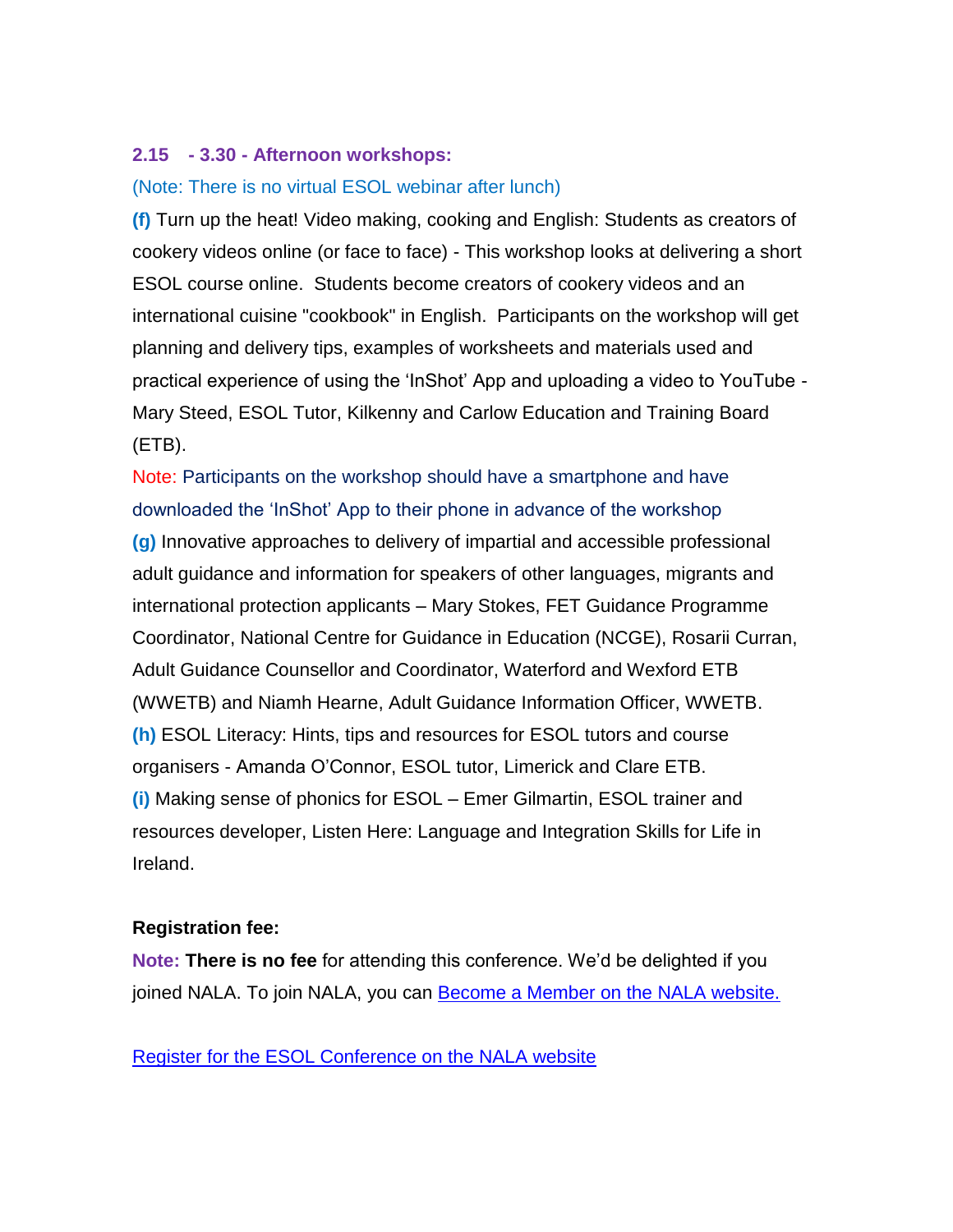**2.15 - 3.30 - Afternoon workshops:**

(Note: There is no virtual ESOL webinar after lunch)

**(f)** Turn up the heat! Video making, cooking and English: Students as creators of cookery videos online (or face to face) - This workshop looks at delivering a short ESOL course online. Students become creators of cookery videos and an international cuisine "cookbook" in English. Participants on the workshop will get planning and delivery tips, examples of worksheets and materials used and practical experience of using the 'InShot' App and uploading a video to YouTube - Mary Steed, ESOL Tutor, Kilkenny and Carlow Education and Training Board (ETB).

Note: Participants on the workshop should have a smartphone and have downloaded the 'InShot' App to their phone in advance of the workshop

**(g)** Innovative approaches to delivery of impartial and accessible professional adult guidance and information for speakers of other languages, migrants and international protection applicants – Mary Stokes, FET Guidance Programme Coordinator, National Centre for Guidance in Education (NCGE), Rosarii Curran, Adult Guidance Counsellor and Coordinator, Waterford and Wexford ETB (WWETB) and Niamh Hearne, Adult Guidance Information Officer, WWETB.

**(h)** ESOL Literacy: Hints, tips and resources for ESOL tutors and course organisers - Amanda O'Connor, ESOL tutor, Limerick and Clare ETB.

**(i)** Making sense of phonics for ESOL – Emer Gilmartin, ESOL trainer and resources developer, Listen Here: Language and Integration Skills for Life in Ireland.

**Registration fee:**

**Note: There is no fee** for attending this conference. We'd be delighted if you joined NALA. To join NALA, you can Become a Member on the NALA website.

Register for the ESOL Conference on the NALA website